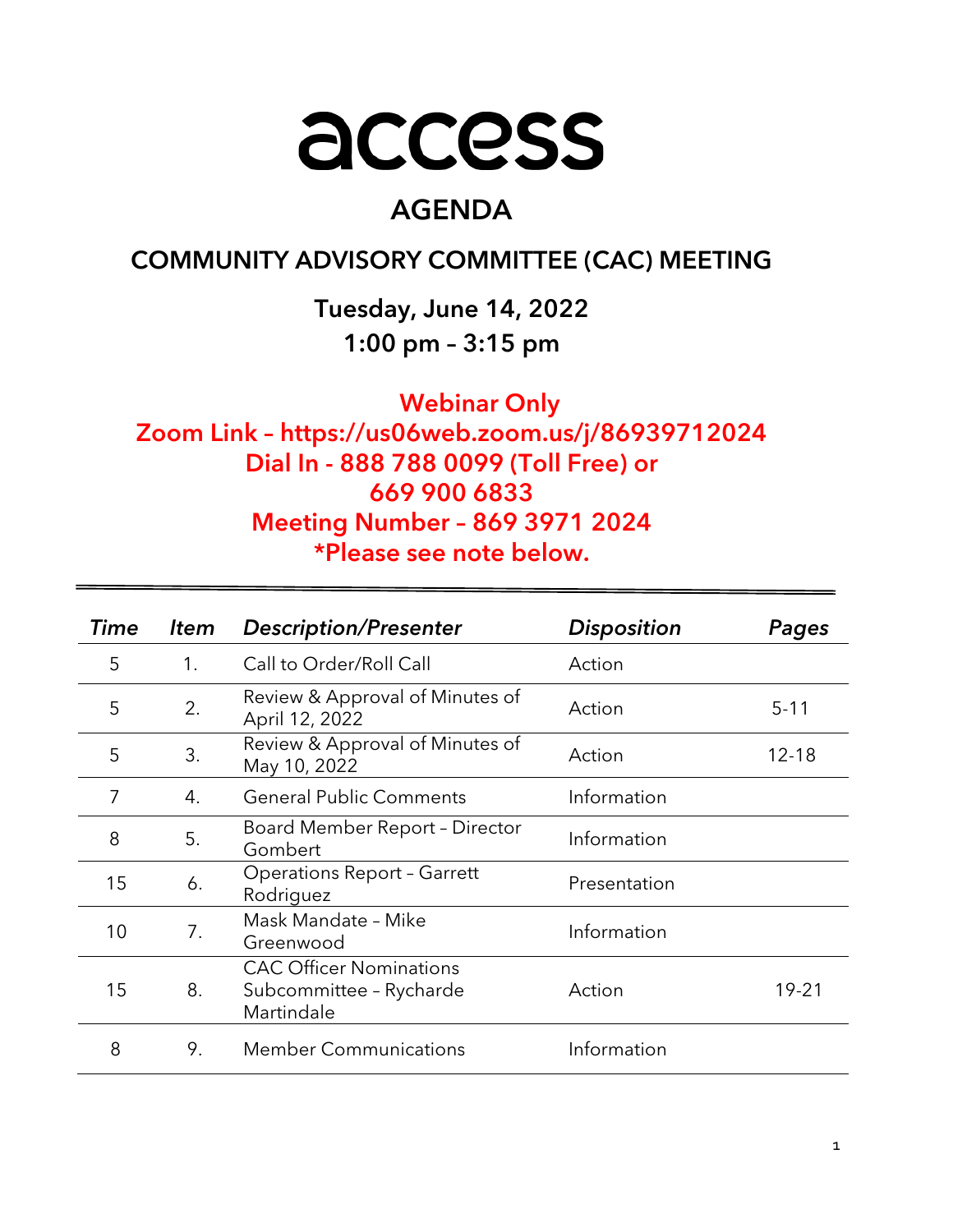# access

## AGENDA

## COMMUNITY ADVISORY COMMITTEE (CAC) MEETING

**Tuesday, June 14, 2022**
**1:00 pm – 3:15 pm**

**Webinar Only**
**Zoom Link – https://us06web.zoom.us/j/86939712024**
**Dial In - 888 788 0099 (Toll Free) or 669 900 6833**
**Meeting Number – 869 3971 2024**
***Please see note below.**

| *Time* | *Item* | *Description/Presenter* | *Disposition* | *Pages* |
|---|---|---|---|---|
| 5 | 1. | Call to Order/Roll Call | Action | |
| 5 | 2. | Review & Approval of Minutes of April 12, 2022 | Action | 5-11 |
| 5 | 3. | Review & Approval of Minutes of May 10, 2022 | Action | 12-18 |
| 7 | 4. | General Public Comments | Information | |
| 8 | 5. | Board Member Report – Director Gombert | Information | |
| 15 | 6. | Operations Report – Garrett Rodriguez | Presentation | |
| 10 | 7. | Mask Mandate – Mike Greenwood | Information | |
| 15 | 8. | CAC Officer Nominations Subcommittee – Rycharde Martindale | Action | 19-21 |
| 8 | 9. | Member Communications | Information | |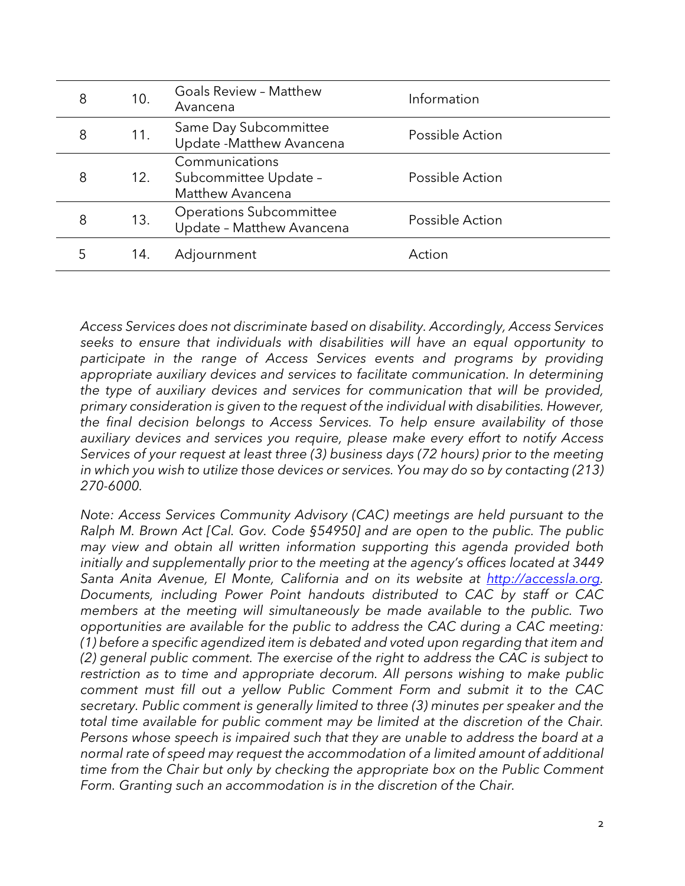| | | | |
|---|---|---|---|
| 8 | 10. | Goals Review – Matthew Avancena | Information |
| 8 | 11. | Same Day Subcommittee Update -Matthew Avancena | Possible Action |
| 8 | 12. | Communications Subcommittee Update – Matthew Avancena | Possible Action |
| 8 | 13. | Operations Subcommittee Update – Matthew Avancena | Possible Action |
| 5 | 14. | Adjournment | Action |

*Access Services does not discriminate based on disability. Accordingly, Access Services seeks to ensure that individuals with disabilities will have an equal opportunity to participate in the range of Access Services events and programs by providing appropriate auxiliary devices and services to facilitate communication. In determining the type of auxiliary devices and services for communication that will be provided, primary consideration is given to the request of the individual with disabilities. However, the final decision belongs to Access Services. To help ensure availability of those auxiliary devices and services you require, please make every effort to notify Access Services of your request at least three (3) business days (72 hours) prior to the meeting in which you wish to utilize those devices or services. You may do so by contacting (213) 270-6000.*

*Note: Access Services Community Advisory (CAC) meetings are held pursuant to the Ralph M. Brown Act [Cal. Gov. Code §54950] and are open to the public. The public may view and obtain all written information supporting this agenda provided both initially and supplementally prior to the meeting at the agency's offices located at 3449 Santa Anita Avenue, El Monte, California and on its website at [http://accessla.org](http://accessla.org). Documents, including Power Point handouts distributed to CAC by staff or CAC members at the meeting will simultaneously be made available to the public. Two opportunities are available for the public to address the CAC during a CAC meeting: (1) before a specific agendized item is debated and voted upon regarding that item and (2) general public comment. The exercise of the right to address the CAC is subject to restriction as to time and appropriate decorum. All persons wishing to make public comment must fill out a yellow Public Comment Form and submit it to the CAC secretary. Public comment is generally limited to three (3) minutes per speaker and the total time available for public comment may be limited at the discretion of the Chair. Persons whose speech is impaired such that they are unable to address the board at a normal rate of speed may request the accommodation of a limited amount of additional time from the Chair but only by checking the appropriate box on the Public Comment Form. Granting such an accommodation is in the discretion of the Chair.*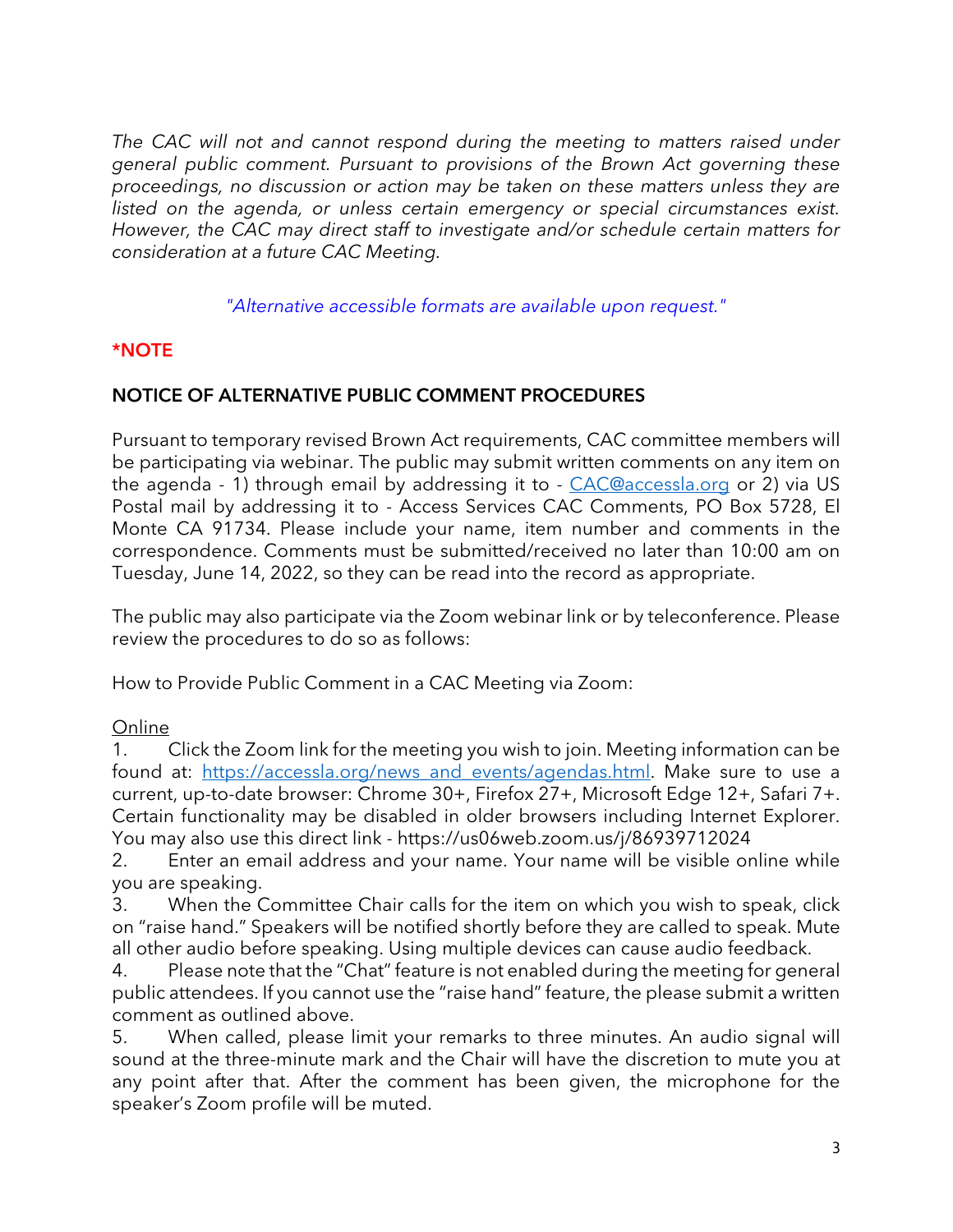*The CAC will not and cannot respond during the meeting to matters raised under general public comment. Pursuant to provisions of the Brown Act governing these proceedings, no discussion or action may be taken on these matters unless they are listed on the agenda, or unless certain emergency or special circumstances exist. However, the CAC may direct staff to investigate and/or schedule certain matters for consideration at a future CAC Meeting.*

*"Alternative accessible formats are available upon request."*

**\*NOTE**

**NOTICE OF ALTERNATIVE PUBLIC COMMENT PROCEDURES**

Pursuant to temporary revised Brown Act requirements, CAC committee members will be participating via webinar. The public may submit written comments on any item on the agenda - 1) through email by addressing it to - [CAC@accessla.org](mailto:CAC@accessla.org) or 2) via US Postal mail by addressing it to - Access Services CAC Comments, PO Box 5728, El Monte CA 91734. Please include your name, item number and comments in the correspondence. Comments must be submitted/received no later than 10:00 am on Tuesday, June 14, 2022, so they can be read into the record as appropriate.

The public may also participate via the Zoom webinar link or by teleconference. Please review the procedures to do so as follows:

How to Provide Public Comment in a CAC Meeting via Zoom:

<u>Online</u>

1. Click the Zoom link for the meeting you wish to join. Meeting information can be found at: [https://accessla.org/news_and_events/agendas.html](https://accessla.org/news_and_events/agendas.html). Make sure to use a current, up-to-date browser: Chrome 30+, Firefox 27+, Microsoft Edge 12+, Safari 7+. Certain functionality may be disabled in older browsers including Internet Explorer. You may also use this direct link - https://us06web.zoom.us/j/86939712024
2. Enter an email address and your name. Your name will be visible online while you are speaking.
3. When the Committee Chair calls for the item on which you wish to speak, click on "raise hand." Speakers will be notified shortly before they are called to speak. Mute all other audio before speaking. Using multiple devices can cause audio feedback.
4. Please note that the "Chat" feature is not enabled during the meeting for general public attendees. If you cannot use the "raise hand" feature, the please submit a written comment as outlined above.
5. When called, please limit your remarks to three minutes. An audio signal will sound at the three-minute mark and the Chair will have the discretion to mute you at any point after that. After the comment has been given, the microphone for the speaker's Zoom profile will be muted.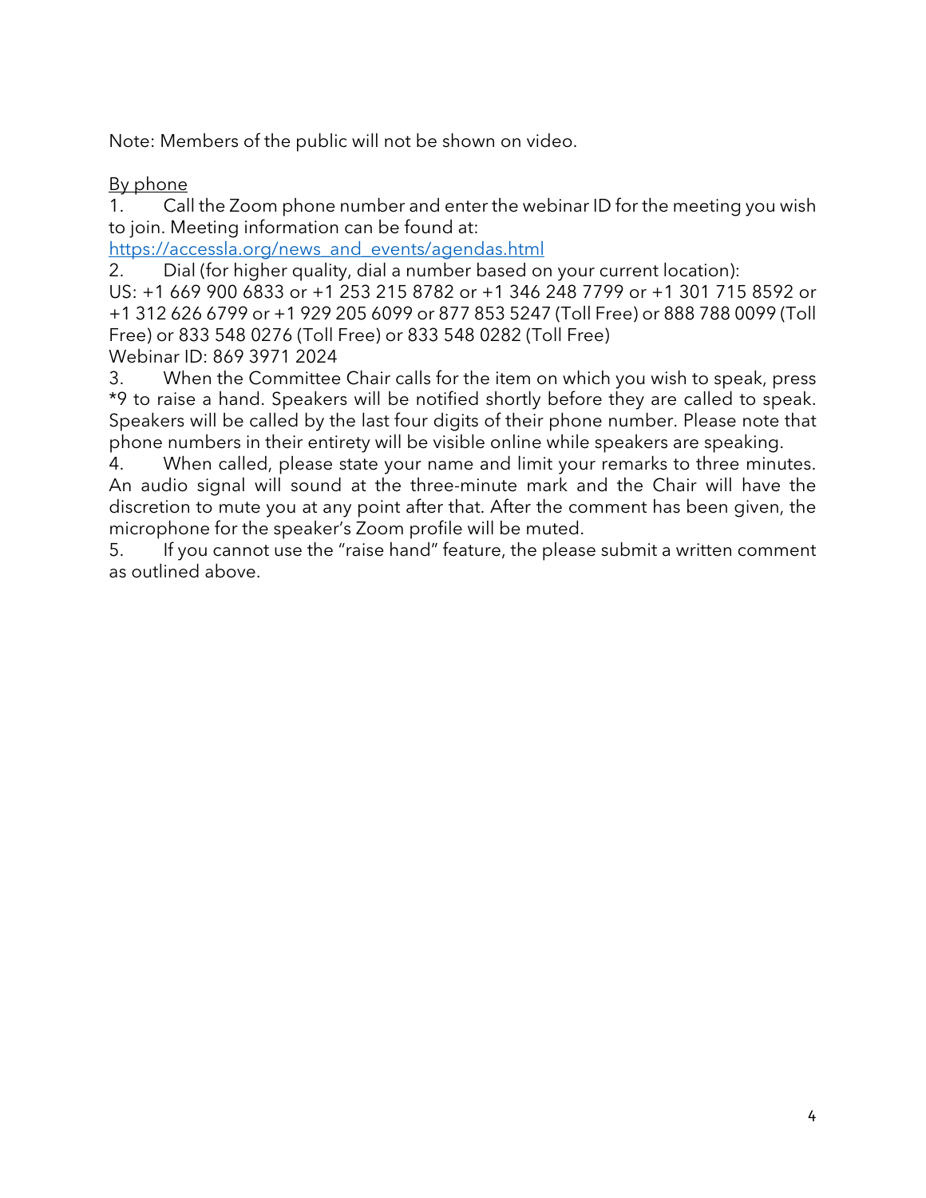Note: Members of the public will not be shown on video.

<u>By phone</u>

1. Call the Zoom phone number and enter the webinar ID for the meeting you wish to join. Meeting information can be found at: [https://accessla.org/news_and_events/agendas.html](https://accessla.org/news_and_events/agendas.html)
2. Dial (for higher quality, dial a number based on your current location):
US: +1 669 900 6833 or +1 253 215 8782 or +1 346 248 7799 or +1 301 715 8592 or +1 312 626 6799 or +1 929 205 6099 or 877 853 5247 (Toll Free) or 888 788 0099 (Toll Free) or 833 548 0276 (Toll Free) or 833 548 0282 (Toll Free)
Webinar ID: 869 3971 2024
3. When the Committee Chair calls for the item on which you wish to speak, press *9 to raise a hand. Speakers will be notified shortly before they are called to speak. Speakers will be called by the last four digits of their phone number. Please note that phone numbers in their entirety will be visible online while speakers are speaking.
4. When called, please state your name and limit your remarks to three minutes. An audio signal will sound at the three-minute mark and the Chair will have the discretion to mute you at any point after that. After the comment has been given, the microphone for the speaker's Zoom profile will be muted.
5. If you cannot use the "raise hand" feature, the please submit a written comment as outlined above.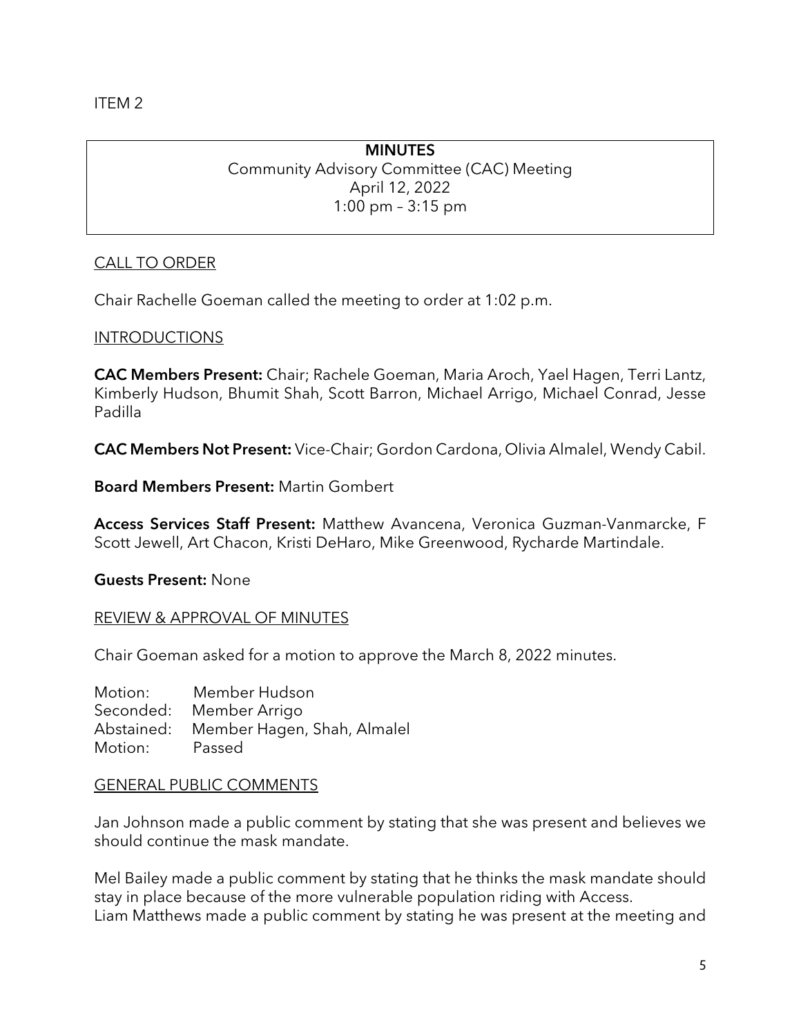ITEM 2

**MINUTES**
Community Advisory Committee (CAC) Meeting
April 12, 2022
1:00 pm – 3:15 pm

CALL TO ORDER

Chair Rachelle Goeman called the meeting to order at 1:02 p.m.

INTRODUCTIONS

**CAC Members Present:** Chair; Rachele Goeman, Maria Aroch, Yael Hagen, Terri Lantz, Kimberly Hudson, Bhumit Shah, Scott Barron, Michael Arrigo, Michael Conrad, Jesse Padilla

**CAC Members Not Present:** Vice-Chair; Gordon Cardona, Olivia Almalel, Wendy Cabil.

**Board Members Present:** Martin Gombert

**Access Services Staff Present:** Matthew Avancena, Veronica Guzman-Vanmarcke, F Scott Jewell, Art Chacon, Kristi DeHaro, Mike Greenwood, Rycharde Martindale.

**Guests Present:** None

REVIEW & APPROVAL OF MINUTES

Chair Goeman asked for a motion to approve the March 8, 2022 minutes.

Motion: Member Hudson
Seconded: Member Arrigo
Abstained: Member Hagen, Shah, Almalel
Motion: Passed

GENERAL PUBLIC COMMENTS

Jan Johnson made a public comment by stating that she was present and believes we should continue the mask mandate.

Mel Bailey made a public comment by stating that he thinks the mask mandate should stay in place because of the more vulnerable population riding with Access.
Liam Matthews made a public comment by stating he was present at the meeting and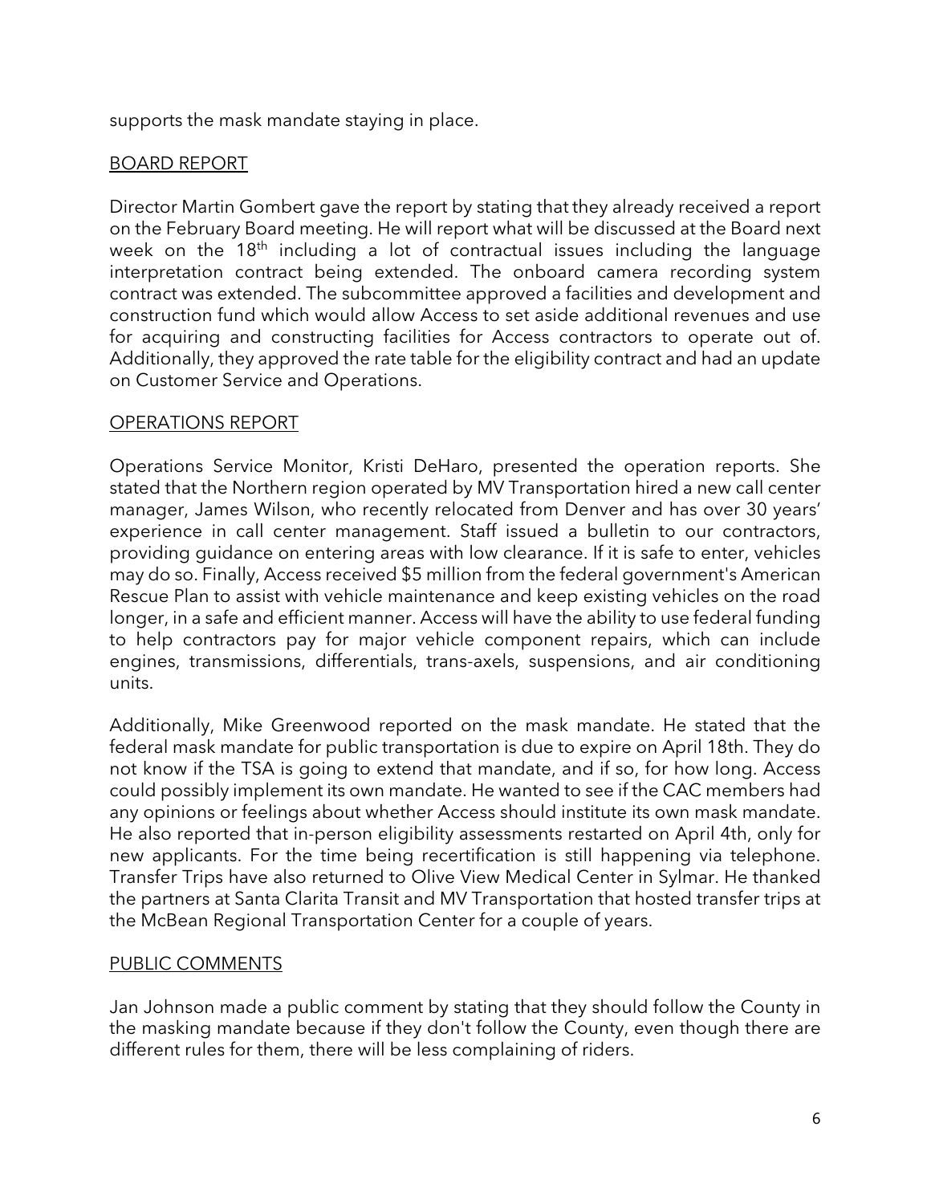supports the mask mandate staying in place.

## BOARD REPORT

Director Martin Gombert gave the report by stating that they already received a report on the February Board meeting. He will report what will be discussed at the Board next week on the 18th including a lot of contractual issues including the language interpretation contract being extended. The onboard camera recording system contract was extended. The subcommittee approved a facilities and development and construction fund which would allow Access to set aside additional revenues and use for acquiring and constructing facilities for Access contractors to operate out of. Additionally, they approved the rate table for the eligibility contract and had an update on Customer Service and Operations.

## OPERATIONS REPORT

Operations Service Monitor, Kristi DeHaro, presented the operation reports. She stated that the Northern region operated by MV Transportation hired a new call center manager, James Wilson, who recently relocated from Denver and has over 30 years' experience in call center management. Staff issued a bulletin to our contractors, providing guidance on entering areas with low clearance. If it is safe to enter, vehicles may do so. Finally, Access received $5 million from the federal government's American Rescue Plan to assist with vehicle maintenance and keep existing vehicles on the road longer, in a safe and efficient manner. Access will have the ability to use federal funding to help contractors pay for major vehicle component repairs, which can include engines, transmissions, differentials, trans-axels, suspensions, and air conditioning units.

Additionally, Mike Greenwood reported on the mask mandate. He stated that the federal mask mandate for public transportation is due to expire on April 18th. They do not know if the TSA is going to extend that mandate, and if so, for how long. Access could possibly implement its own mandate. He wanted to see if the CAC members had any opinions or feelings about whether Access should institute its own mask mandate. He also reported that in-person eligibility assessments restarted on April 4th, only for new applicants. For the time being recertification is still happening via telephone. Transfer Trips have also returned to Olive View Medical Center in Sylmar. He thanked the partners at Santa Clarita Transit and MV Transportation that hosted transfer trips at the McBean Regional Transportation Center for a couple of years.

## PUBLIC COMMENTS

Jan Johnson made a public comment by stating that they should follow the County in the masking mandate because if they don't follow the County, even though there are different rules for them, there will be less complaining of riders.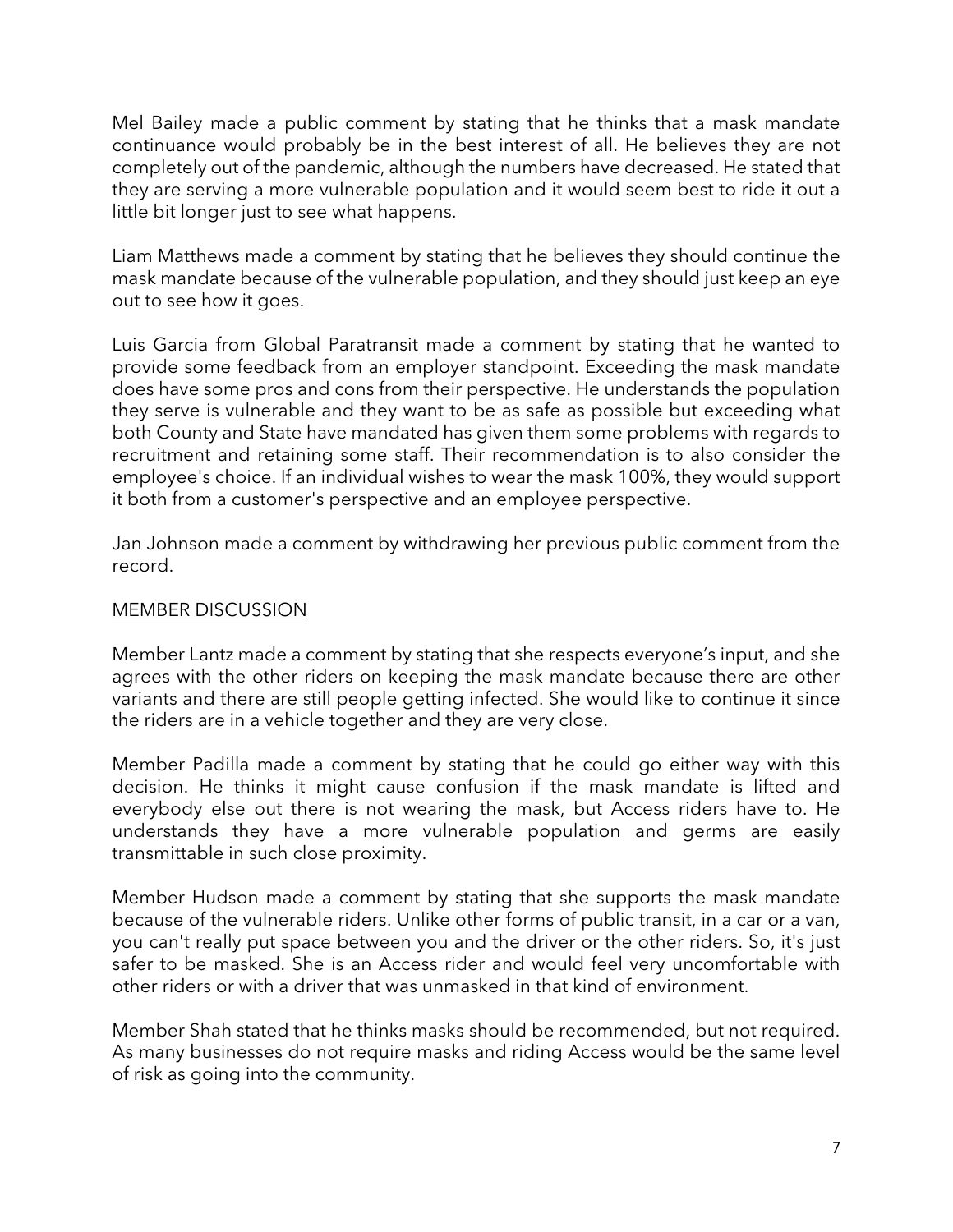Mel Bailey made a public comment by stating that he thinks that a mask mandate continuance would probably be in the best interest of all. He believes they are not completely out of the pandemic, although the numbers have decreased. He stated that they are serving a more vulnerable population and it would seem best to ride it out a little bit longer just to see what happens.

Liam Matthews made a comment by stating that he believes they should continue the mask mandate because of the vulnerable population, and they should just keep an eye out to see how it goes.

Luis Garcia from Global Paratransit made a comment by stating that he wanted to provide some feedback from an employer standpoint. Exceeding the mask mandate does have some pros and cons from their perspective. He understands the population they serve is vulnerable and they want to be as safe as possible but exceeding what both County and State have mandated has given them some problems with regards to recruitment and retaining some staff. Their recommendation is to also consider the employee's choice. If an individual wishes to wear the mask 100%, they would support it both from a customer's perspective and an employee perspective.

Jan Johnson made a comment by withdrawing her previous public comment from the record.

<u>MEMBER DISCUSSION</u>

Member Lantz made a comment by stating that she respects everyone's input, and she agrees with the other riders on keeping the mask mandate because there are other variants and there are still people getting infected. She would like to continue it since the riders are in a vehicle together and they are very close.

Member Padilla made a comment by stating that he could go either way with this decision. He thinks it might cause confusion if the mask mandate is lifted and everybody else out there is not wearing the mask, but Access riders have to. He understands they have a more vulnerable population and germs are easily transmittable in such close proximity.

Member Hudson made a comment by stating that she supports the mask mandate because of the vulnerable riders. Unlike other forms of public transit, in a car or a van, you can't really put space between you and the driver or the other riders. So, it's just safer to be masked. She is an Access rider and would feel very uncomfortable with other riders or with a driver that was unmasked in that kind of environment.

Member Shah stated that he thinks masks should be recommended, but not required. As many businesses do not require masks and riding Access would be the same level of risk as going into the community.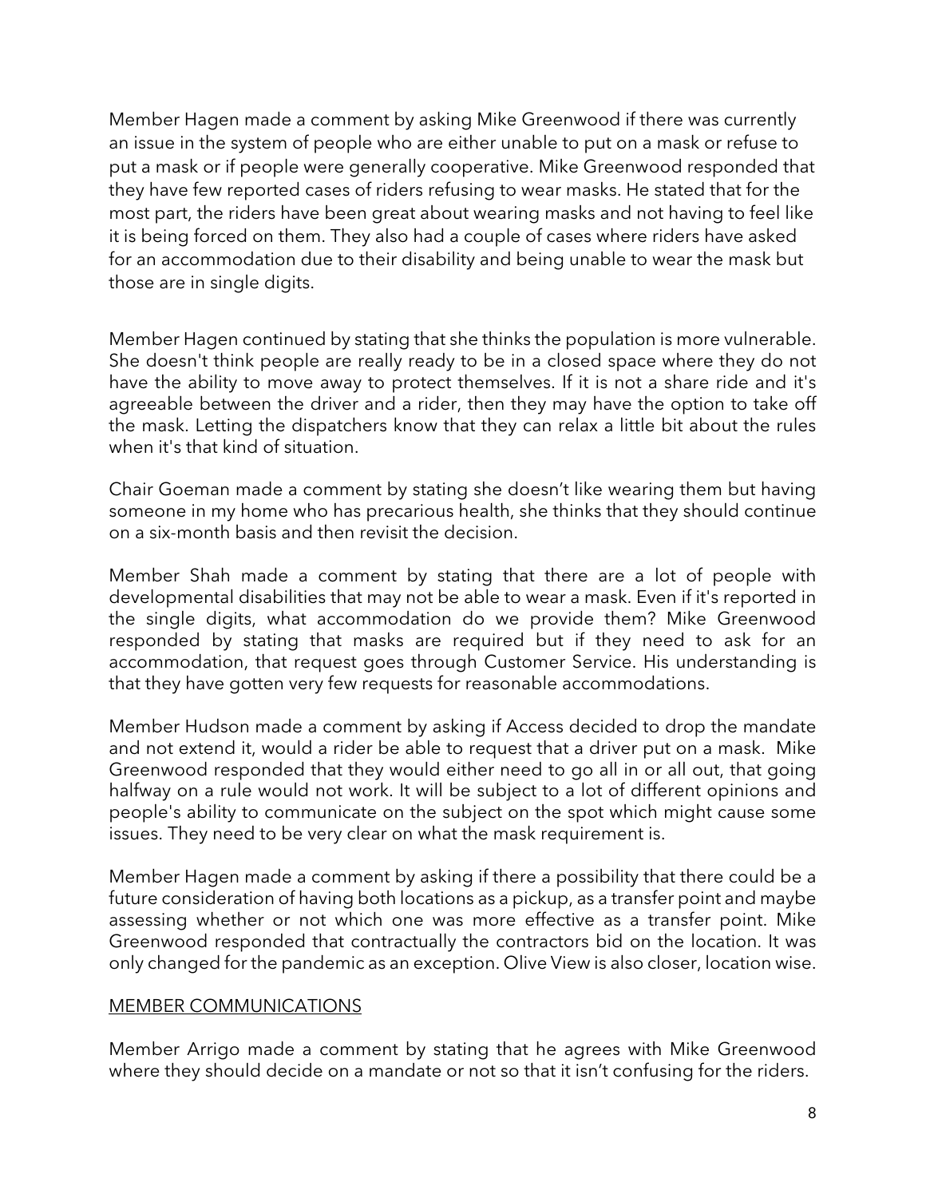Member Hagen made a comment by asking Mike Greenwood if there was currently an issue in the system of people who are either unable to put on a mask or refuse to put a mask or if people were generally cooperative. Mike Greenwood responded that they have few reported cases of riders refusing to wear masks. He stated that for the most part, the riders have been great about wearing masks and not having to feel like it is being forced on them. They also had a couple of cases where riders have asked for an accommodation due to their disability and being unable to wear the mask but those are in single digits.

Member Hagen continued by stating that she thinks the population is more vulnerable. She doesn't think people are really ready to be in a closed space where they do not have the ability to move away to protect themselves. If it is not a share ride and it's agreeable between the driver and a rider, then they may have the option to take off the mask. Letting the dispatchers know that they can relax a little bit about the rules when it's that kind of situation.

Chair Goeman made a comment by stating she doesn't like wearing them but having someone in my home who has precarious health, she thinks that they should continue on a six-month basis and then revisit the decision.

Member Shah made a comment by stating that there are a lot of people with developmental disabilities that may not be able to wear a mask. Even if it's reported in the single digits, what accommodation do we provide them? Mike Greenwood responded by stating that masks are required but if they need to ask for an accommodation, that request goes through Customer Service. His understanding is that they have gotten very few requests for reasonable accommodations.

Member Hudson made a comment by asking if Access decided to drop the mandate and not extend it, would a rider be able to request that a driver put on a mask. Mike Greenwood responded that they would either need to go all in or all out, that going halfway on a rule would not work. It will be subject to a lot of different opinions and people's ability to communicate on the subject on the spot which might cause some issues. They need to be very clear on what the mask requirement is.

Member Hagen made a comment by asking if there a possibility that there could be a future consideration of having both locations as a pickup, as a transfer point and maybe assessing whether or not which one was more effective as a transfer point. Mike Greenwood responded that contractually the contractors bid on the location. It was only changed for the pandemic as an exception. Olive View is also closer, location wise.

<u>MEMBER COMMUNICATIONS</u>

Member Arrigo made a comment by stating that he agrees with Mike Greenwood where they should decide on a mandate or not so that it isn't confusing for the riders.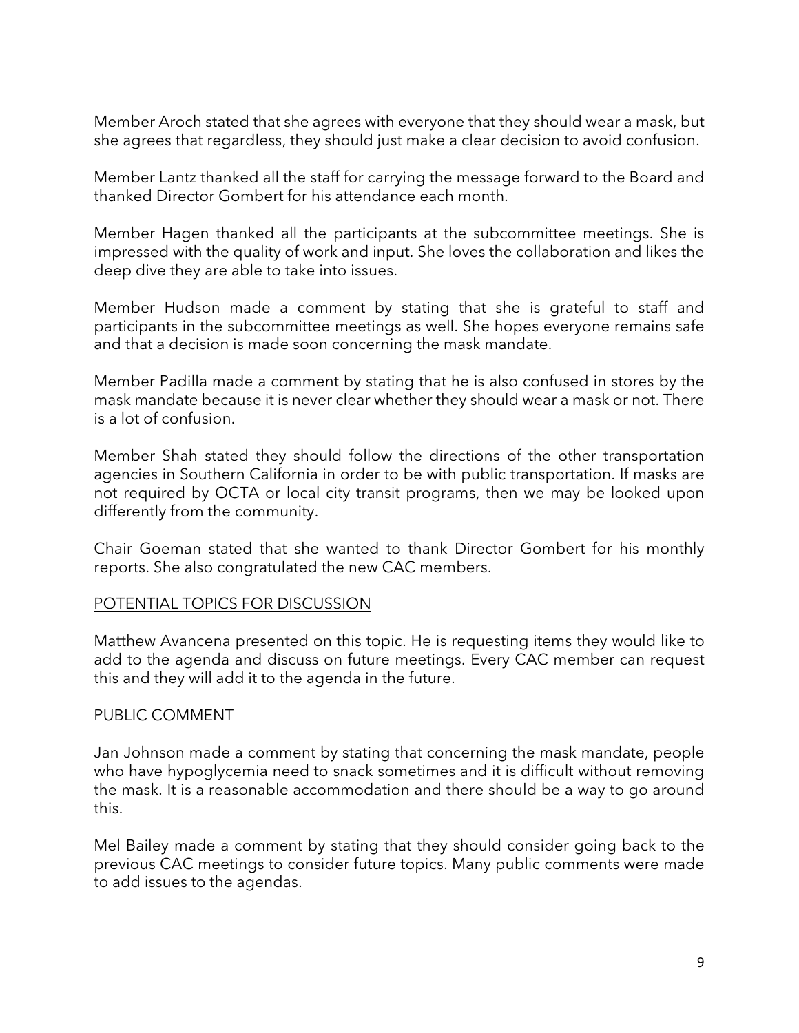Member Aroch stated that she agrees with everyone that they should wear a mask, but she agrees that regardless, they should just make a clear decision to avoid confusion.

Member Lantz thanked all the staff for carrying the message forward to the Board and thanked Director Gombert for his attendance each month.

Member Hagen thanked all the participants at the subcommittee meetings. She is impressed with the quality of work and input. She loves the collaboration and likes the deep dive they are able to take into issues.

Member Hudson made a comment by stating that she is grateful to staff and participants in the subcommittee meetings as well. She hopes everyone remains safe and that a decision is made soon concerning the mask mandate.

Member Padilla made a comment by stating that he is also confused in stores by the mask mandate because it is never clear whether they should wear a mask or not. There is a lot of confusion.

Member Shah stated they should follow the directions of the other transportation agencies in Southern California in order to be with public transportation. If masks are not required by OCTA or local city transit programs, then we may be looked upon differently from the community.

Chair Goeman stated that she wanted to thank Director Gombert for his monthly reports. She also congratulated the new CAC members.

## POTENTIAL TOPICS FOR DISCUSSION

Matthew Avancena presented on this topic. He is requesting items they would like to add to the agenda and discuss on future meetings. Every CAC member can request this and they will add it to the agenda in the future.

## PUBLIC COMMENT

Jan Johnson made a comment by stating that concerning the mask mandate, people who have hypoglycemia need to snack sometimes and it is difficult without removing the mask. It is a reasonable accommodation and there should be a way to go around this.

Mel Bailey made a comment by stating that they should consider going back to the previous CAC meetings to consider future topics. Many public comments were made to add issues to the agendas.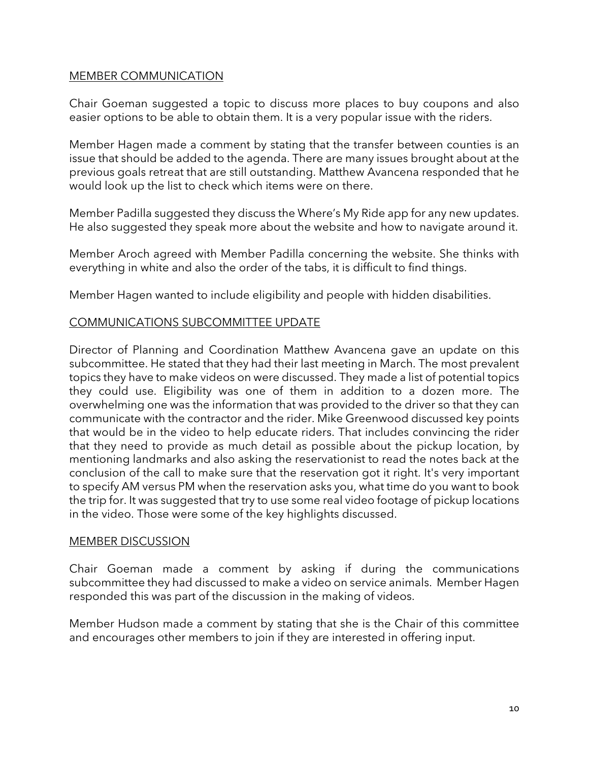## MEMBER COMMUNICATION

Chair Goeman suggested a topic to discuss more places to buy coupons and also easier options to be able to obtain them. It is a very popular issue with the riders.

Member Hagen made a comment by stating that the transfer between counties is an issue that should be added to the agenda. There are many issues brought about at the previous goals retreat that are still outstanding. Matthew Avancena responded that he would look up the list to check which items were on there.

Member Padilla suggested they discuss the Where's My Ride app for any new updates. He also suggested they speak more about the website and how to navigate around it.

Member Aroch agreed with Member Padilla concerning the website. She thinks with everything in white and also the order of the tabs, it is difficult to find things.

Member Hagen wanted to include eligibility and people with hidden disabilities.

## COMMUNICATIONS SUBCOMMITTEE UPDATE

Director of Planning and Coordination Matthew Avancena gave an update on this subcommittee. He stated that they had their last meeting in March. The most prevalent topics they have to make videos on were discussed. They made a list of potential topics they could use. Eligibility was one of them in addition to a dozen more. The overwhelming one was the information that was provided to the driver so that they can communicate with the contractor and the rider. Mike Greenwood discussed key points that would be in the video to help educate riders. That includes convincing the rider that they need to provide as much detail as possible about the pickup location, by mentioning landmarks and also asking the reservationist to read the notes back at the conclusion of the call to make sure that the reservation got it right. It's very important to specify AM versus PM when the reservation asks you, what time do you want to book the trip for. It was suggested that try to use some real video footage of pickup locations in the video. Those were some of the key highlights discussed.

## MEMBER DISCUSSION

Chair Goeman made a comment by asking if during the communications subcommittee they had discussed to make a video on service animals. Member Hagen responded this was part of the discussion in the making of videos.

Member Hudson made a comment by stating that she is the Chair of this committee and encourages other members to join if they are interested in offering input.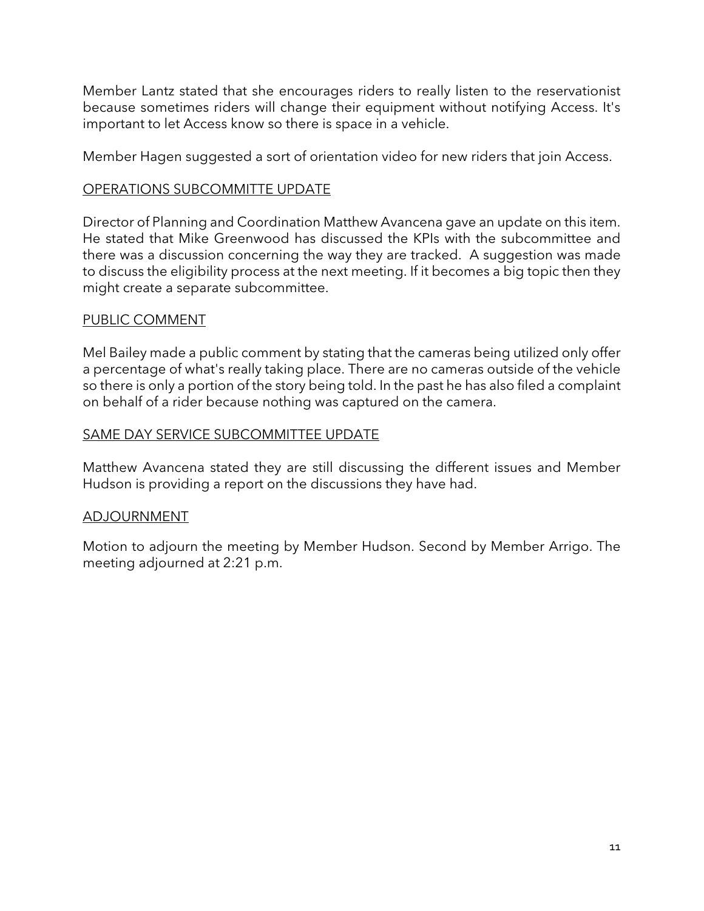Member Lantz stated that she encourages riders to really listen to the reservationist because sometimes riders will change their equipment without notifying Access. It's important to let Access know so there is space in a vehicle.

Member Hagen suggested a sort of orientation video for new riders that join Access.

<u>OPERATIONS SUBCOMMITTE UPDATE</u>

Director of Planning and Coordination Matthew Avancena gave an update on this item. He stated that Mike Greenwood has discussed the KPIs with the subcommittee and there was a discussion concerning the way they are tracked. A suggestion was made to discuss the eligibility process at the next meeting. If it becomes a big topic then they might create a separate subcommittee.

<u>PUBLIC COMMENT</u>

Mel Bailey made a public comment by stating that the cameras being utilized only offer a percentage of what's really taking place. There are no cameras outside of the vehicle so there is only a portion of the story being told. In the past he has also filed a complaint on behalf of a rider because nothing was captured on the camera.

<u>SAME DAY SERVICE SUBCOMMITTEE UPDATE</u>

Matthew Avancena stated they are still discussing the different issues and Member Hudson is providing a report on the discussions they have had.

<u>ADJOURNMENT</u>

Motion to adjourn the meeting by Member Hudson. Second by Member Arrigo. The meeting adjourned at 2:21 p.m.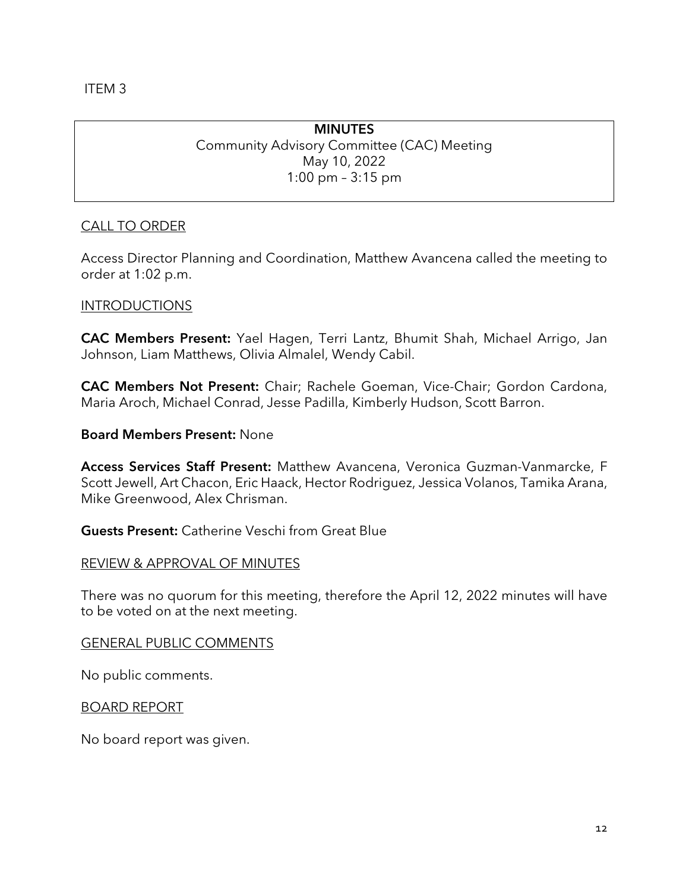ITEM 3

**MINUTES**
Community Advisory Committee (CAC) Meeting
May 10, 2022
1:00 pm – 3:15 pm

CALL TO ORDER

Access Director Planning and Coordination, Matthew Avancena called the meeting to order at 1:02 p.m.

INTRODUCTIONS

**CAC Members Present:** Yael Hagen, Terri Lantz, Bhumit Shah, Michael Arrigo, Jan Johnson, Liam Matthews, Olivia Almalel, Wendy Cabil.

**CAC Members Not Present:** Chair; Rachele Goeman, Vice-Chair; Gordon Cardona, Maria Aroch, Michael Conrad, Jesse Padilla, Kimberly Hudson, Scott Barron.

**Board Members Present:** None

**Access Services Staff Present:** Matthew Avancena, Veronica Guzman-Vanmarcke, F Scott Jewell, Art Chacon, Eric Haack, Hector Rodriguez, Jessica Volanos, Tamika Arana, Mike Greenwood, Alex Chrisman.

**Guests Present:** Catherine Veschi from Great Blue

REVIEW & APPROVAL OF MINUTES

There was no quorum for this meeting, therefore the April 12, 2022 minutes will have to be voted on at the next meeting.

GENERAL PUBLIC COMMENTS

No public comments.

BOARD REPORT

No board report was given.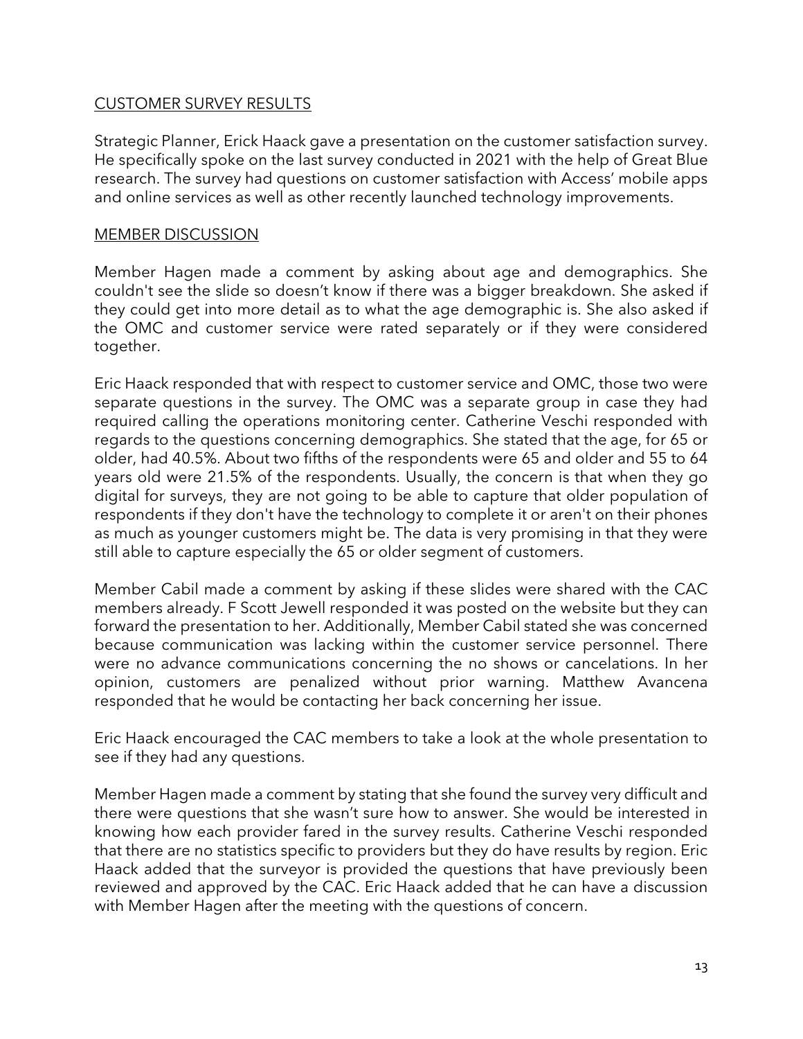## CUSTOMER SURVEY RESULTS

Strategic Planner, Erick Haack gave a presentation on the customer satisfaction survey. He specifically spoke on the last survey conducted in 2021 with the help of Great Blue research. The survey had questions on customer satisfaction with Access' mobile apps and online services as well as other recently launched technology improvements.

## MEMBER DISCUSSION

Member Hagen made a comment by asking about age and demographics. She couldn't see the slide so doesn't know if there was a bigger breakdown. She asked if they could get into more detail as to what the age demographic is. She also asked if the OMC and customer service were rated separately or if they were considered together.

Eric Haack responded that with respect to customer service and OMC, those two were separate questions in the survey. The OMC was a separate group in case they had required calling the operations monitoring center. Catherine Veschi responded with regards to the questions concerning demographics. She stated that the age, for 65 or older, had 40.5%. About two fifths of the respondents were 65 and older and 55 to 64 years old were 21.5% of the respondents. Usually, the concern is that when they go digital for surveys, they are not going to be able to capture that older population of respondents if they don't have the technology to complete it or aren't on their phones as much as younger customers might be. The data is very promising in that they were still able to capture especially the 65 or older segment of customers.

Member Cabil made a comment by asking if these slides were shared with the CAC members already. F Scott Jewell responded it was posted on the website but they can forward the presentation to her. Additionally, Member Cabil stated she was concerned because communication was lacking within the customer service personnel. There were no advance communications concerning the no shows or cancelations. In her opinion, customers are penalized without prior warning. Matthew Avancena responded that he would be contacting her back concerning her issue.

Eric Haack encouraged the CAC members to take a look at the whole presentation to see if they had any questions.

Member Hagen made a comment by stating that she found the survey very difficult and there were questions that she wasn't sure how to answer. She would be interested in knowing how each provider fared in the survey results. Catherine Veschi responded that there are no statistics specific to providers but they do have results by region. Eric Haack added that the surveyor is provided the questions that have previously been reviewed and approved by the CAC. Eric Haack added that he can have a discussion with Member Hagen after the meeting with the questions of concern.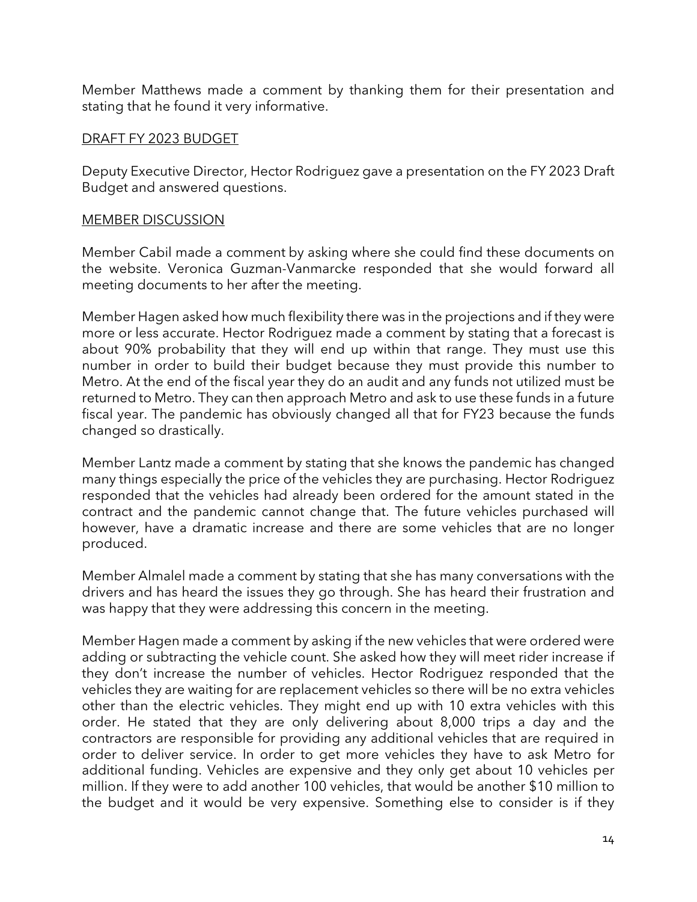Member Matthews made a comment by thanking them for their presentation and stating that he found it very informative.

<u>DRAFT FY 2023 BUDGET</u>

Deputy Executive Director, Hector Rodriguez gave a presentation on the FY 2023 Draft Budget and answered questions.

<u>MEMBER DISCUSSION</u>

Member Cabil made a comment by asking where she could find these documents on the website. Veronica Guzman-Vanmarcke responded that she would forward all meeting documents to her after the meeting.

Member Hagen asked how much flexibility there was in the projections and if they were more or less accurate. Hector Rodriguez made a comment by stating that a forecast is about 90% probability that they will end up within that range. They must use this number in order to build their budget because they must provide this number to Metro. At the end of the fiscal year they do an audit and any funds not utilized must be returned to Metro. They can then approach Metro and ask to use these funds in a future fiscal year. The pandemic has obviously changed all that for FY23 because the funds changed so drastically.

Member Lantz made a comment by stating that she knows the pandemic has changed many things especially the price of the vehicles they are purchasing. Hector Rodriguez responded that the vehicles had already been ordered for the amount stated in the contract and the pandemic cannot change that. The future vehicles purchased will however, have a dramatic increase and there are some vehicles that are no longer produced.

Member Almalel made a comment by stating that she has many conversations with the drivers and has heard the issues they go through. She has heard their frustration and was happy that they were addressing this concern in the meeting.

Member Hagen made a comment by asking if the new vehicles that were ordered were adding or subtracting the vehicle count. She asked how they will meet rider increase if they don't increase the number of vehicles. Hector Rodriguez responded that the vehicles they are waiting for are replacement vehicles so there will be no extra vehicles other than the electric vehicles. They might end up with 10 extra vehicles with this order. He stated that they are only delivering about 8,000 trips a day and the contractors are responsible for providing any additional vehicles that are required in order to deliver service. In order to get more vehicles they have to ask Metro for additional funding. Vehicles are expensive and they only get about 10 vehicles per million. If they were to add another 100 vehicles, that would be another $10 million to the budget and it would be very expensive. Something else to consider is if they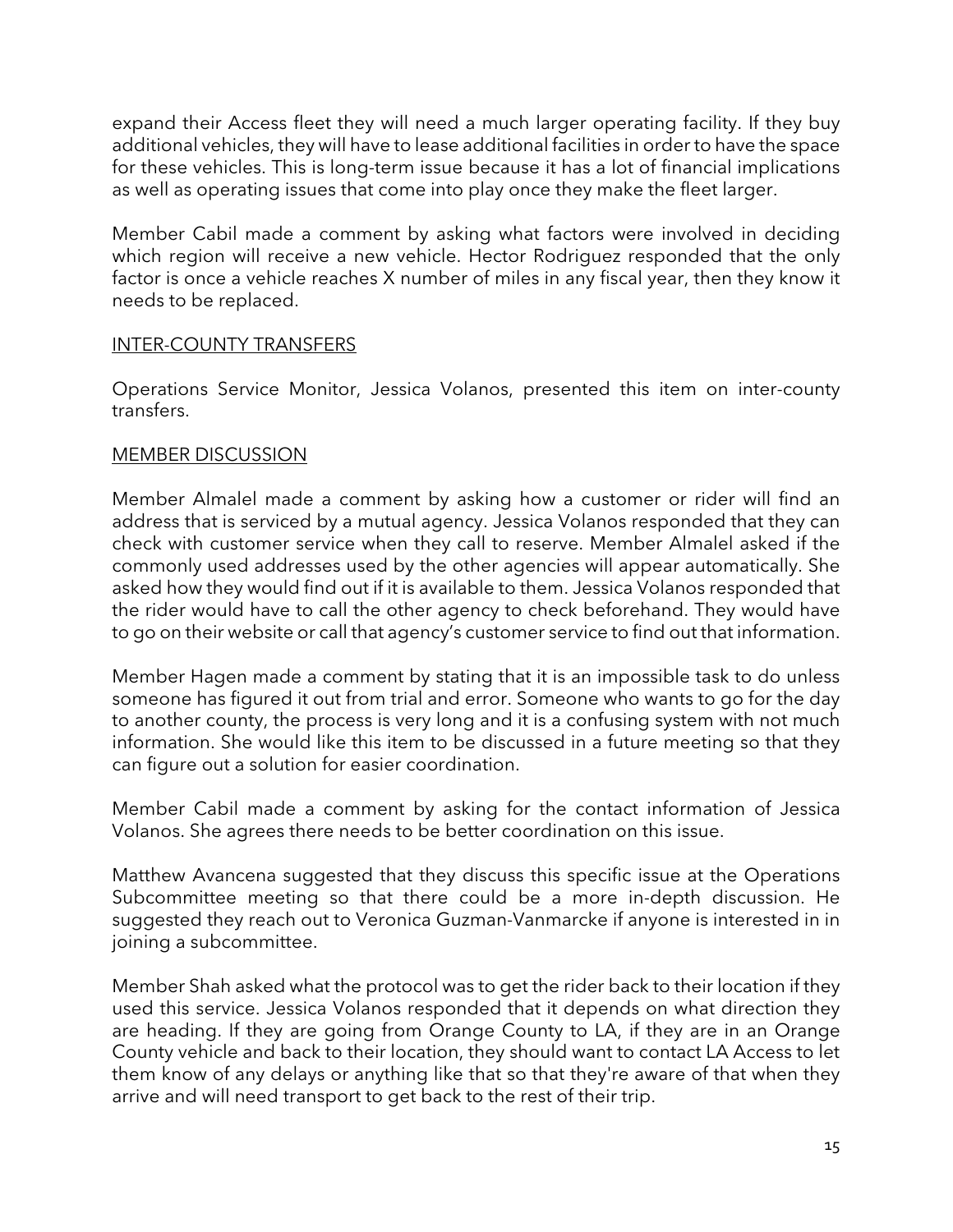expand their Access fleet they will need a much larger operating facility. If they buy additional vehicles, they will have to lease additional facilities in order to have the space for these vehicles. This is long-term issue because it has a lot of financial implications as well as operating issues that come into play once they make the fleet larger.

Member Cabil made a comment by asking what factors were involved in deciding which region will receive a new vehicle. Hector Rodriguez responded that the only factor is once a vehicle reaches X number of miles in any fiscal year, then they know it needs to be replaced.

<u>INTER-COUNTY TRANSFERS</u>

Operations Service Monitor, Jessica Volanos, presented this item on inter-county transfers.

<u>MEMBER DISCUSSION</u>

Member Almalel made a comment by asking how a customer or rider will find an address that is serviced by a mutual agency. Jessica Volanos responded that they can check with customer service when they call to reserve. Member Almalel asked if the commonly used addresses used by the other agencies will appear automatically. She asked how they would find out if it is available to them. Jessica Volanos responded that the rider would have to call the other agency to check beforehand. They would have to go on their website or call that agency's customer service to find out that information.

Member Hagen made a comment by stating that it is an impossible task to do unless someone has figured it out from trial and error. Someone who wants to go for the day to another county, the process is very long and it is a confusing system with not much information. She would like this item to be discussed in a future meeting so that they can figure out a solution for easier coordination.

Member Cabil made a comment by asking for the contact information of Jessica Volanos. She agrees there needs to be better coordination on this issue.

Matthew Avancena suggested that they discuss this specific issue at the Operations Subcommittee meeting so that there could be a more in-depth discussion. He suggested they reach out to Veronica Guzman-Vanmarcke if anyone is interested in in joining a subcommittee.

Member Shah asked what the protocol was to get the rider back to their location if they used this service. Jessica Volanos responded that it depends on what direction they are heading. If they are going from Orange County to LA, if they are in an Orange County vehicle and back to their location, they should want to contact LA Access to let them know of any delays or anything like that so that they're aware of that when they arrive and will need transport to get back to the rest of their trip.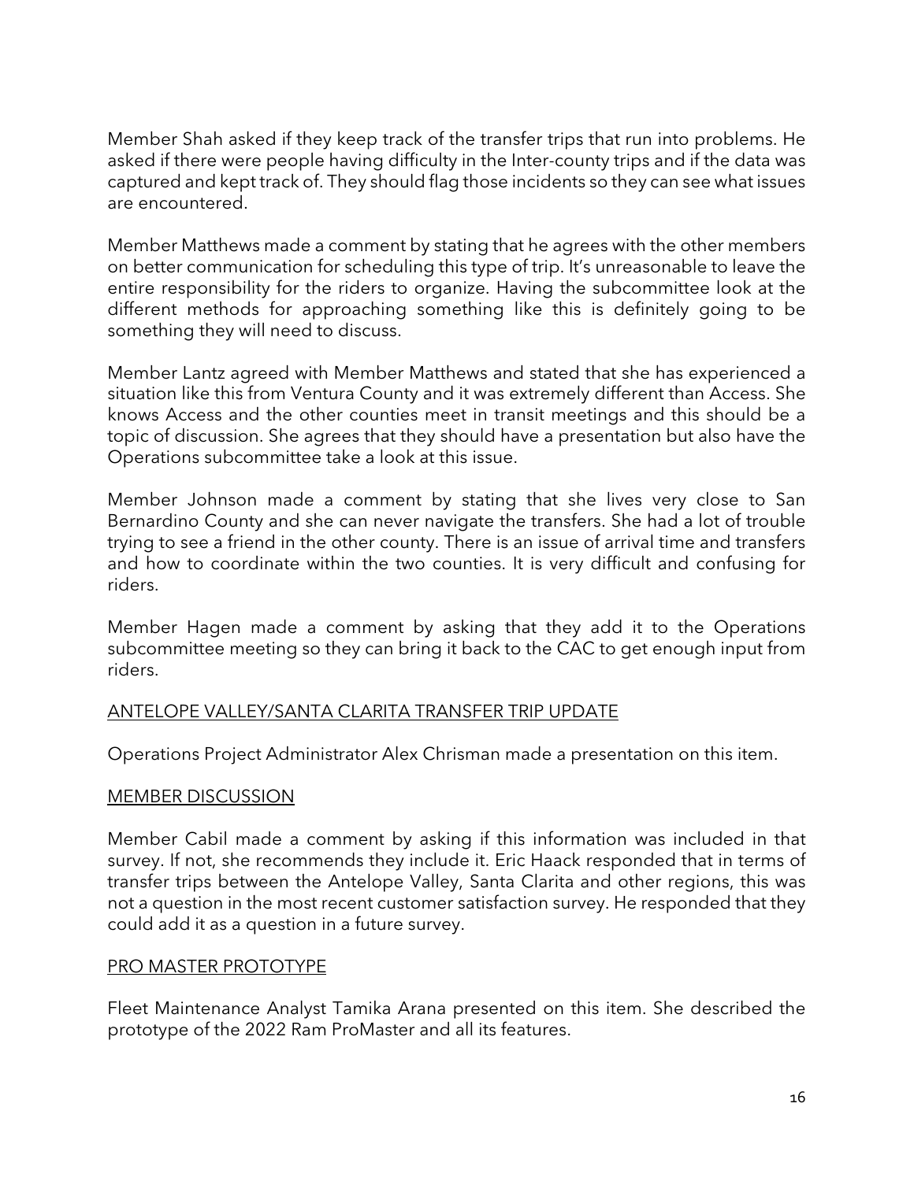Member Shah asked if they keep track of the transfer trips that run into problems. He asked if there were people having difficulty in the Inter-county trips and if the data was captured and kept track of. They should flag those incidents so they can see what issues are encountered.

Member Matthews made a comment by stating that he agrees with the other members on better communication for scheduling this type of trip. It's unreasonable to leave the entire responsibility for the riders to organize. Having the subcommittee look at the different methods for approaching something like this is definitely going to be something they will need to discuss.

Member Lantz agreed with Member Matthews and stated that she has experienced a situation like this from Ventura County and it was extremely different than Access. She knows Access and the other counties meet in transit meetings and this should be a topic of discussion. She agrees that they should have a presentation but also have the Operations subcommittee take a look at this issue.

Member Johnson made a comment by stating that she lives very close to San Bernardino County and she can never navigate the transfers. She had a lot of trouble trying to see a friend in the other county. There is an issue of arrival time and transfers and how to coordinate within the two counties. It is very difficult and confusing for riders.

Member Hagen made a comment by asking that they add it to the Operations subcommittee meeting so they can bring it back to the CAC to get enough input from riders.

<u>ANTELOPE VALLEY/SANTA CLARITA TRANSFER TRIP UPDATE</u>

Operations Project Administrator Alex Chrisman made a presentation on this item.

<u>MEMBER DISCUSSION</u>

Member Cabil made a comment by asking if this information was included in that survey. If not, she recommends they include it. Eric Haack responded that in terms of transfer trips between the Antelope Valley, Santa Clarita and other regions, this was not a question in the most recent customer satisfaction survey. He responded that they could add it as a question in a future survey.

<u>PRO MASTER PROTOTYPE</u>

Fleet Maintenance Analyst Tamika Arana presented on this item. She described the prototype of the 2022 Ram ProMaster and all its features.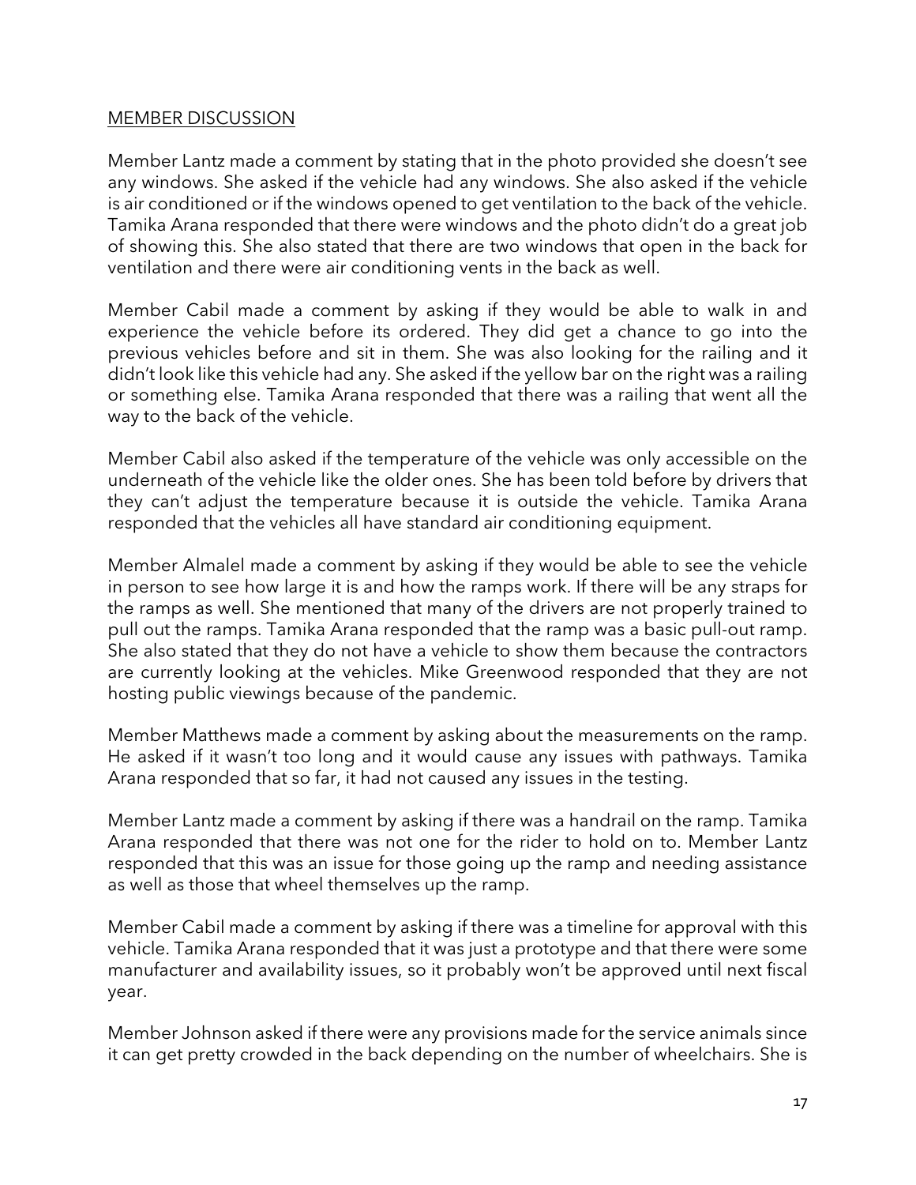## MEMBER DISCUSSION

Member Lantz made a comment by stating that in the photo provided she doesn't see any windows. She asked if the vehicle had any windows. She also asked if the vehicle is air conditioned or if the windows opened to get ventilation to the back of the vehicle. Tamika Arana responded that there were windows and the photo didn't do a great job of showing this. She also stated that there are two windows that open in the back for ventilation and there were air conditioning vents in the back as well.

Member Cabil made a comment by asking if they would be able to walk in and experience the vehicle before its ordered. They did get a chance to go into the previous vehicles before and sit in them. She was also looking for the railing and it didn't look like this vehicle had any. She asked if the yellow bar on the right was a railing or something else. Tamika Arana responded that there was a railing that went all the way to the back of the vehicle.

Member Cabil also asked if the temperature of the vehicle was only accessible on the underneath of the vehicle like the older ones. She has been told before by drivers that they can't adjust the temperature because it is outside the vehicle. Tamika Arana responded that the vehicles all have standard air conditioning equipment.

Member Almalel made a comment by asking if they would be able to see the vehicle in person to see how large it is and how the ramps work. If there will be any straps for the ramps as well. She mentioned that many of the drivers are not properly trained to pull out the ramps. Tamika Arana responded that the ramp was a basic pull-out ramp. She also stated that they do not have a vehicle to show them because the contractors are currently looking at the vehicles. Mike Greenwood responded that they are not hosting public viewings because of the pandemic.

Member Matthews made a comment by asking about the measurements on the ramp. He asked if it wasn't too long and it would cause any issues with pathways. Tamika Arana responded that so far, it had not caused any issues in the testing.

Member Lantz made a comment by asking if there was a handrail on the ramp. Tamika Arana responded that there was not one for the rider to hold on to. Member Lantz responded that this was an issue for those going up the ramp and needing assistance as well as those that wheel themselves up the ramp.

Member Cabil made a comment by asking if there was a timeline for approval with this vehicle. Tamika Arana responded that it was just a prototype and that there were some manufacturer and availability issues, so it probably won't be approved until next fiscal year.

Member Johnson asked if there were any provisions made for the service animals since it can get pretty crowded in the back depending on the number of wheelchairs. She is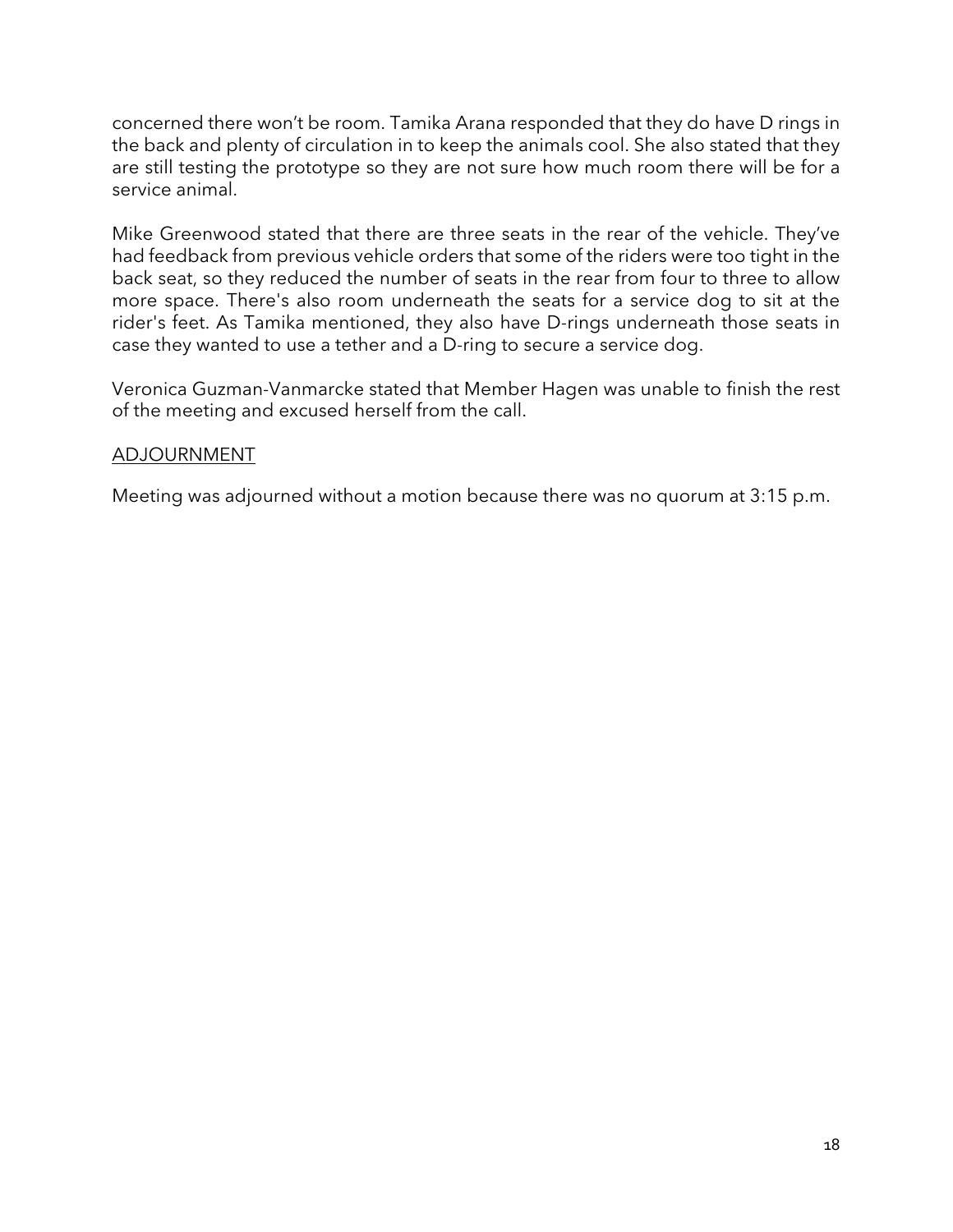concerned there won't be room. Tamika Arana responded that they do have D rings in the back and plenty of circulation in to keep the animals cool. She also stated that they are still testing the prototype so they are not sure how much room there will be for a service animal.

Mike Greenwood stated that there are three seats in the rear of the vehicle. They've had feedback from previous vehicle orders that some of the riders were too tight in the back seat, so they reduced the number of seats in the rear from four to three to allow more space. There's also room underneath the seats for a service dog to sit at the rider's feet. As Tamika mentioned, they also have D-rings underneath those seats in case they wanted to use a tether and a D-ring to secure a service dog.

Veronica Guzman-Vanmarcke stated that Member Hagen was unable to finish the rest of the meeting and excused herself from the call.

ADJOURNMENT

Meeting was adjourned without a motion because there was no quorum at 3:15 p.m.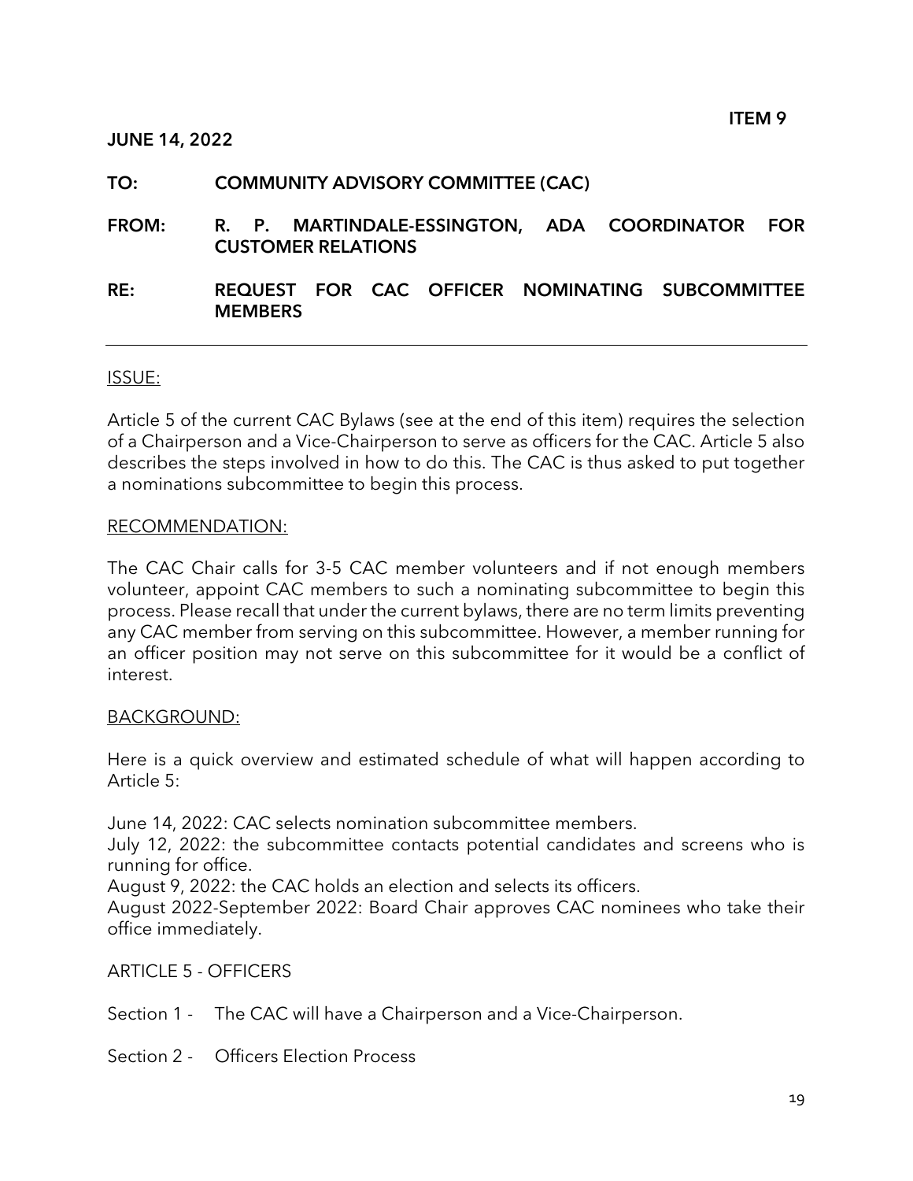**ITEM 9**

**JUNE 14, 2022**

**TO:** **COMMUNITY ADVISORY COMMITTEE (CAC)**

**FROM:** **R. P. MARTINDALE-ESSINGTON, ADA COORDINATOR FOR CUSTOMER RELATIONS**

**RE:** **REQUEST FOR CAC OFFICER NOMINATING SUBCOMMITTEE MEMBERS**

---

ISSUE:

Article 5 of the current CAC Bylaws (see at the end of this item) requires the selection of a Chairperson and a Vice-Chairperson to serve as officers for the CAC. Article 5 also describes the steps involved in how to do this. The CAC is thus asked to put together a nominations subcommittee to begin this process.

RECOMMENDATION:

The CAC Chair calls for 3-5 CAC member volunteers and if not enough members volunteer, appoint CAC members to such a nominating subcommittee to begin this process. Please recall that under the current bylaws, there are no term limits preventing any CAC member from serving on this subcommittee. However, a member running for an officer position may not serve on this subcommittee for it would be a conflict of interest.

BACKGROUND:

Here is a quick overview and estimated schedule of what will happen according to Article 5:

June 14, 2022: CAC selects nomination subcommittee members.
July 12, 2022: the subcommittee contacts potential candidates and screens who is running for office.
August 9, 2022: the CAC holds an election and selects its officers.
August 2022-September 2022: Board Chair approves CAC nominees who take their office immediately.

ARTICLE 5 - OFFICERS

Section 1 - The CAC will have a Chairperson and a Vice-Chairperson.

Section 2 - Officers Election Process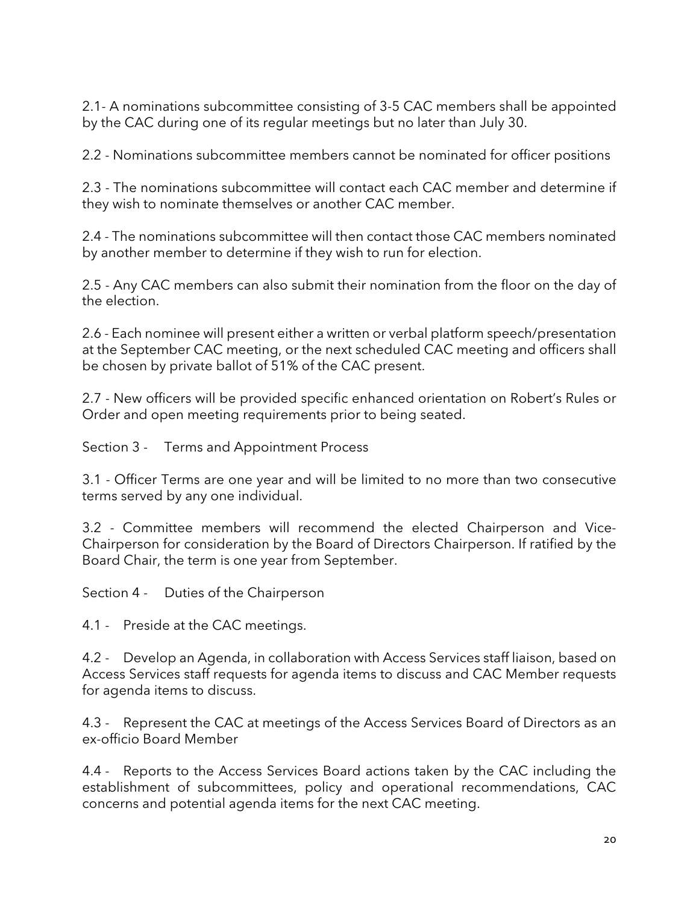2.1- A nominations subcommittee consisting of 3-5 CAC members shall be appointed by the CAC during one of its regular meetings but no later than July 30.

2.2 - Nominations subcommittee members cannot be nominated for officer positions

2.3 - The nominations subcommittee will contact each CAC member and determine if they wish to nominate themselves or another CAC member.

2.4 - The nominations subcommittee will then contact those CAC members nominated by another member to determine if they wish to run for election.

2.5 - Any CAC members can also submit their nomination from the floor on the day of the election.

2.6 - Each nominee will present either a written or verbal platform speech/presentation at the September CAC meeting, or the next scheduled CAC meeting and officers shall be chosen by private ballot of 51% of the CAC present.

2.7 - New officers will be provided specific enhanced orientation on Robert's Rules or Order and open meeting requirements prior to being seated.

Section 3 - Terms and Appointment Process

3.1 - Officer Terms are one year and will be limited to no more than two consecutive terms served by any one individual.

3.2 - Committee members will recommend the elected Chairperson and Vice-Chairperson for consideration by the Board of Directors Chairperson. If ratified by the Board Chair, the term is one year from September.

Section 4 - Duties of the Chairperson

4.1 - Preside at the CAC meetings.

4.2 - Develop an Agenda, in collaboration with Access Services staff liaison, based on Access Services staff requests for agenda items to discuss and CAC Member requests for agenda items to discuss.

4.3 - Represent the CAC at meetings of the Access Services Board of Directors as an ex-officio Board Member

4.4 - Reports to the Access Services Board actions taken by the CAC including the establishment of subcommittees, policy and operational recommendations, CAC concerns and potential agenda items for the next CAC meeting.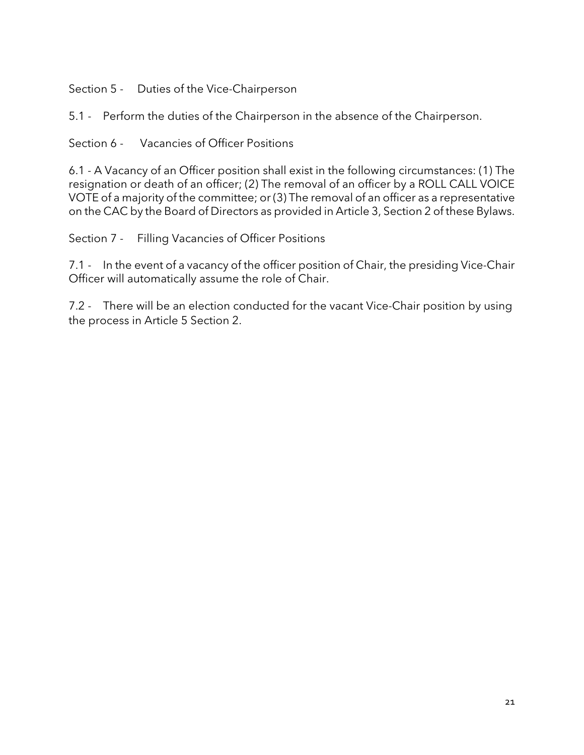Section 5 - Duties of the Vice-Chairperson

5.1 - Perform the duties of the Chairperson in the absence of the Chairperson.

Section 6 - Vacancies of Officer Positions

6.1 - A Vacancy of an Officer position shall exist in the following circumstances: (1) The resignation or death of an officer; (2) The removal of an officer by a ROLL CALL VOICE VOTE of a majority of the committee; or (3) The removal of an officer as a representative on the CAC by the Board of Directors as provided in Article 3, Section 2 of these Bylaws.

Section 7 - Filling Vacancies of Officer Positions

7.1 - In the event of a vacancy of the officer position of Chair, the presiding Vice-Chair Officer will automatically assume the role of Chair.

7.2 - There will be an election conducted for the vacant Vice-Chair position by using the process in Article 5 Section 2.